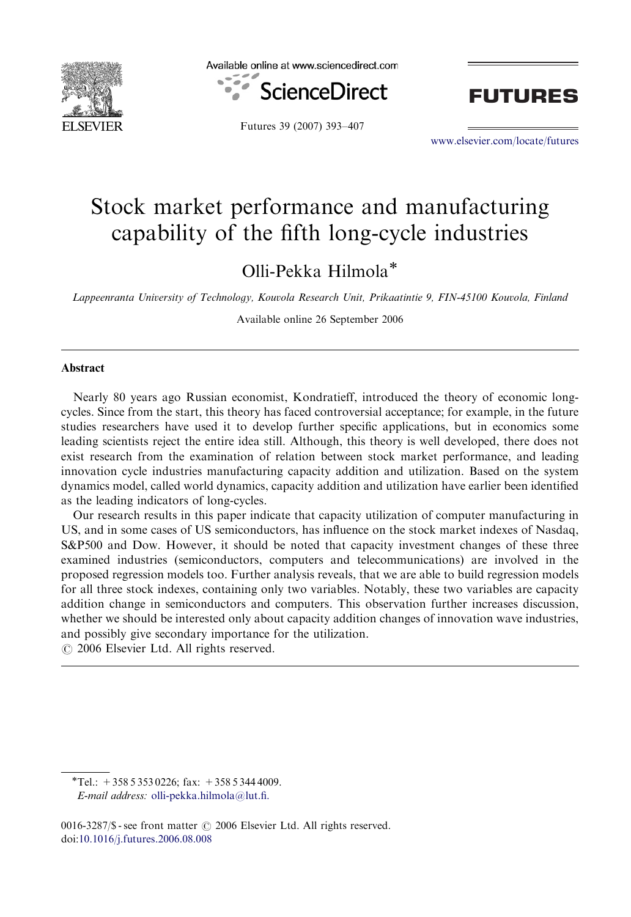# Stock market performance and manufacturing capability of the fifth long-cycle industries

Olli-Pekka Hilmola*

*Lappeenranta University of Technology, Kouvola Research Unit, Prikaatintie 9, FIN-45100 Kouvola, Finland*

Available online 26 September 2006

## Abstract

Nearly 80 years ago Russian economist, Kondratieff, introduced the theory of economic long-cycles. Since from the start, this theory has faced controversial acceptance; for example, in the future studies researchers have used it to develop further specific applications, but in economics some leading scientists reject the entire idea still. Although, this theory is well developed, there does not exist research from the examination of relation between stock market performance, and leading innovation cycle industries manufacturing capacity addition and utilization. Based on the system dynamics model, called world dynamics, capacity addition and utilization have earlier been identified as the leading indicators of long-cycles.

Our research results in this paper indicate that capacity utilization of computer manufacturing in US, and in some cases of US semiconductors, has influence on the stock market indexes of Nasdaq, S&P500 and Dow. However, it should be noted that capacity investment changes of these three examined industries (semiconductors, computers and telecommunications) are involved in the proposed regression models too. Further analysis reveals, that we are able to build regression models for all three stock indexes, containing only two variables. Notably, these two variables are capacity addition change in semiconductors and computers. This observation further increases discussion, whether we should be interested only about capacity addition changes of innovation wave industries, and possibly give secondary importance for the utilization.

© 2006 Elsevier Ltd. All rights reserved.

---

*Tel.: +358 5 353 0226; fax: +358 5 344 4009.
*E-mail address:* olli-pekka.hilmola@lut.fi.

0016-3287/$ - see front matter © 2006 Elsevier Ltd. All rights reserved.
doi:10.1016/j.futures.2006.08.008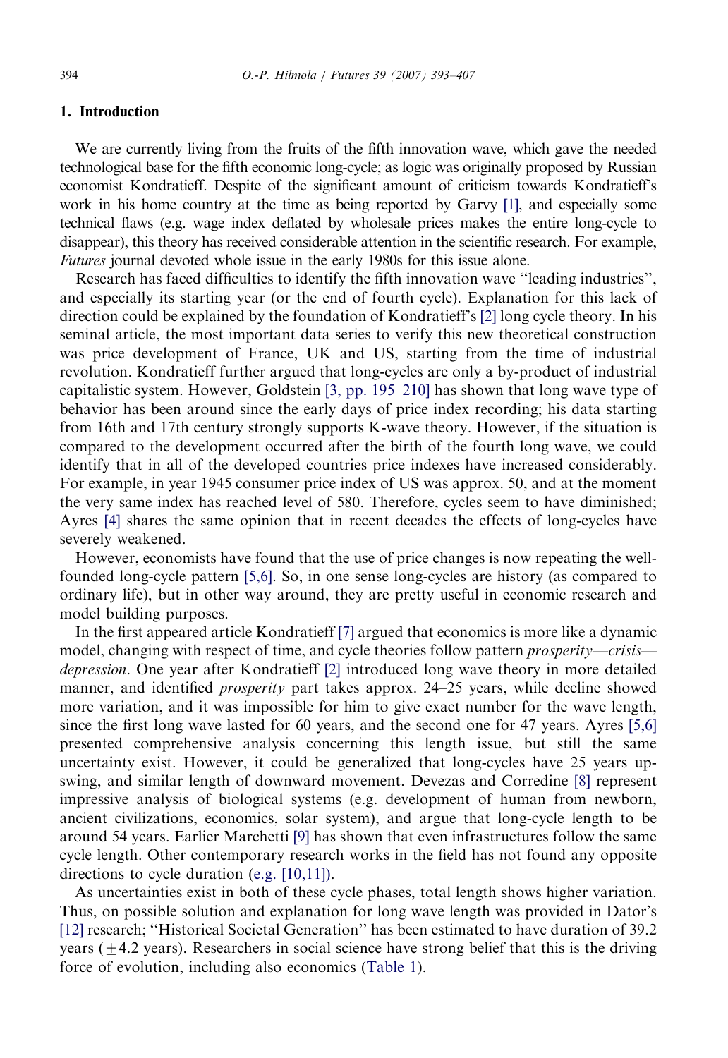## 1. Introduction

We are currently living from the fruits of the fifth innovation wave, which gave the needed technological base for the fifth economic long-cycle; as logic was originally proposed by Russian economist Kondratieff. Despite of the significant amount of criticism towards Kondratieff's work in his home country at the time as being reported by Garvy [1], and especially some technical flaws (e.g. wage index deflated by wholesale prices makes the entire long-cycle to disappear), this theory has received considerable attention in the scientific research. For example, *Futures* journal devoted whole issue in the early 1980s for this issue alone.

Research has faced difficulties to identify the fifth innovation wave ''leading industries'', and especially its starting year (or the end of fourth cycle). Explanation for this lack of direction could be explained by the foundation of Kondratieff's [2] long cycle theory. In his seminal article, the most important data series to verify this new theoretical construction was price development of France, UK and US, starting from the time of industrial revolution. Kondratieff further argued that long-cycles are only a by-product of industrial capitalistic system. However, Goldstein [3, pp. 195–210] has shown that long wave type of behavior has been around since the early days of price index recording; his data starting from 16th and 17th century strongly supports K-wave theory. However, if the situation is compared to the development occurred after the birth of the fourth long wave, we could identify that in all of the developed countries price indexes have increased considerably. For example, in year 1945 consumer price index of US was approx. 50, and at the moment the very same index has reached level of 580. Therefore, cycles seem to have diminished; Ayres [4] shares the same opinion that in recent decades the effects of long-cycles have severely weakened.

However, economists have found that the use of price changes is now repeating the well-founded long-cycle pattern [5,6]. So, in one sense long-cycles are history (as compared to ordinary life), but in other way around, they are pretty useful in economic research and model building purposes.

In the first appeared article Kondratieff [7] argued that economics is more like a dynamic model, changing with respect of time, and cycle theories follow pattern *prosperity—crisis—depression*. One year after Kondratieff [2] introduced long wave theory in more detailed manner, and identified *prosperity* part takes approx. 24–25 years, while decline showed more variation, and it was impossible for him to give exact number for the wave length, since the first long wave lasted for 60 years, and the second one for 47 years. Ayres [5,6] presented comprehensive analysis concerning this length issue, but still the same uncertainty exist. However, it could be generalized that long-cycles have 25 years up-swing, and similar length of downward movement. Devezas and Corredine [8] represent impressive analysis of biological systems (e.g. development of human from newborn, ancient civilizations, economics, solar system), and argue that long-cycle length to be around 54 years. Earlier Marchetti [9] has shown that even infrastructures follow the same cycle length. Other contemporary research works in the field has not found any opposite directions to cycle duration (e.g. [10,11]).

As uncertainties exist in both of these cycle phases, total length shows higher variation. Thus, on possible solution and explanation for long wave length was provided in Dator's [12] research; ''Historical Societal Generation'' has been estimated to have duration of 39.2 years ($\pm$4.2 years). Researchers in social science have strong belief that this is the driving force of evolution, including also economics (Table 1).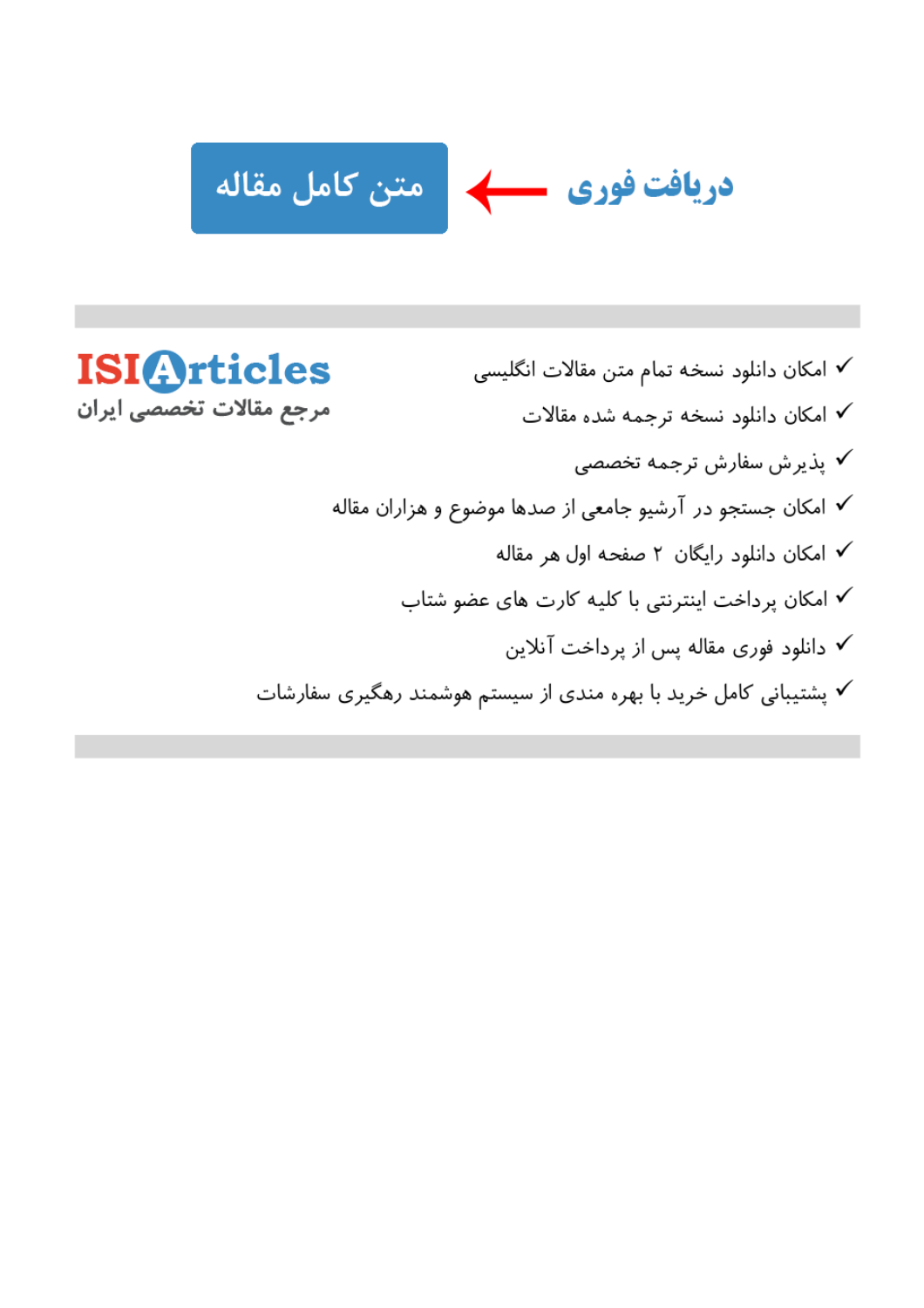دریافت فوری ← **متن کامل مقاله**

**ISIArticles**
مرجع مقالات تخصصی ایران

- ✓ امکان دانلود نسخه تمام متن مقالات انگلیسی
- ✓ امکان دانلود نسخه ترجمه شده مقالات
- ✓ پذیرش سفارش ترجمه تخصصی
- ✓ امکان جستجو در آرشیو جامعی از صدها موضوع و هزاران مقاله
- ✓ امکان دانلود رایگان ۲ صفحه اول هر مقاله
- ✓ امکان پرداخت اینترنتی با کلیه کارت های عضو شتاب
- ✓ دانلود فوری مقاله پس از پرداخت آنلاین
- ✓ پشتیبانی کامل خرید با بهره مندی از سیستم هوشمند رهگیری سفارشات